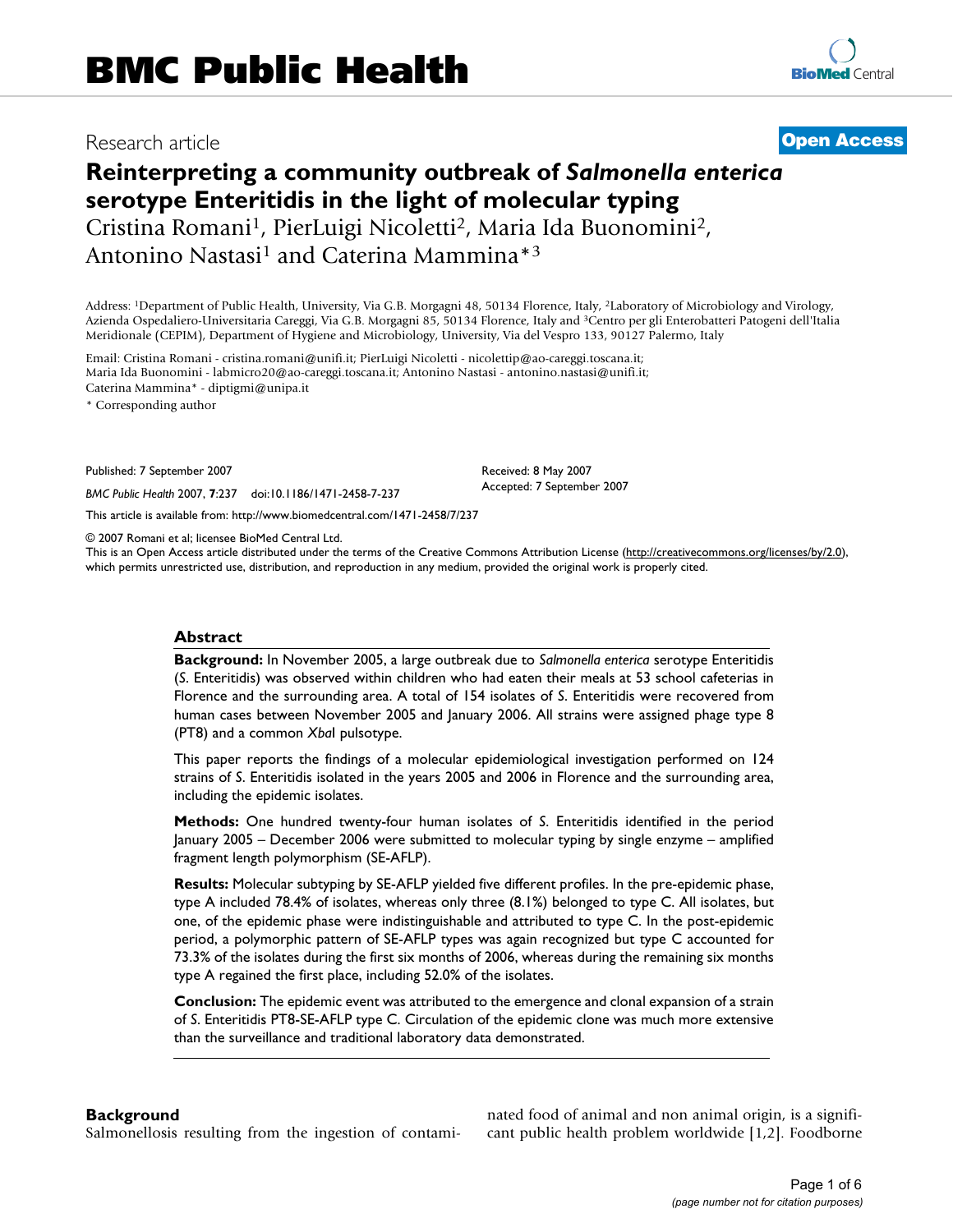Research article

**Open Access**

# Reinterpreting a community outbreak of *Salmonella enterica* serotype Enteritidis in the light of molecular typing

Cristina Romani[1], PierLuigi Nicoletti[2], Maria Ida Buonomini[2], Antonino Nastasi[1] and Caterina Mammina*[3]

Address: [1]Department of Public Health, University, Via G.B. Morgagni 48, 50134 Florence, Italy, [2]Laboratory of Microbiology and Virology, Azienda Ospedaliero-Universitaria Careggi, Via G.B. Morgagni 85, 50134 Florence, Italy and [3]Centro per gli Enterobatteri Patogeni dell'Italia Meridionale (CEPIM), Department of Hygiene and Microbiology, University, Via del Vespro 133, 90127 Palermo, Italy

Email: Cristina Romani - cristina.romani@unifi.it; PierLuigi Nicoletti - nicolettip@ao-careggi.toscana.it; Maria Ida Buonomini - labmicro20@ao-careggi.toscana.it; Antonino Nastasi - antonino.nastasi@unifi.it; Caterina Mammina* - diptigmi@unipa.it

* Corresponding author

Published: 7 September 2007

*BMC Public Health* 2007, **7**:237 doi:10.1186/1471-2458-7-237

Received: 8 May 2007
Accepted: 7 September 2007

This article is available from: http://www.biomedcentral.com/1471-2458/7/237

© 2007 Romani et al; licensee BioMed Central Ltd.
This is an Open Access article distributed under the terms of the Creative Commons Attribution License (http://creativecommons.org/licenses/by/2.0), which permits unrestricted use, distribution, and reproduction in any medium, provided the original work is properly cited.

## Abstract

**Background:** In November 2005, a large outbreak due to *Salmonella enterica* serotype Enteritidis (*S*. Enteritidis) was observed within children who had eaten their meals at 53 school cafeterias in Florence and the surrounding area. A total of 154 isolates of *S*. Enteritidis were recovered from human cases between November 2005 and January 2006. All strains were assigned phage type 8 (PT8) and a common *Xba*I pulsotype.

This paper reports the findings of a molecular epidemiological investigation performed on 124 strains of *S*. Enteritidis isolated in the years 2005 and 2006 in Florence and the surrounding area, including the epidemic isolates.

**Methods:** One hundred twenty-four human isolates of *S*. Enteritidis identified in the period January 2005 – December 2006 were submitted to molecular typing by single enzyme – amplified fragment length polymorphism (SE-AFLP).

**Results:** Molecular subtyping by SE-AFLP yielded five different profiles. In the pre-epidemic phase, type A included 78.4% of isolates, whereas only three (8.1%) belonged to type C. All isolates, but one, of the epidemic phase were indistinguishable and attributed to type C. In the post-epidemic period, a polymorphic pattern of SE-AFLP types was again recognized but type C accounted for 73.3% of the isolates during the first six months of 2006, whereas during the remaining six months type A regained the first place, including 52.0% of the isolates.

**Conclusion:** The epidemic event was attributed to the emergence and clonal expansion of a strain of *S*. Enteritidis PT8-SE-AFLP type C. Circulation of the epidemic clone was much more extensive than the surveillance and traditional laboratory data demonstrated.

## Background

Salmonellosis resulting from the ingestion of contaminated food of animal and non animal origin, is a significant public health problem worldwide [1,2]. Foodborne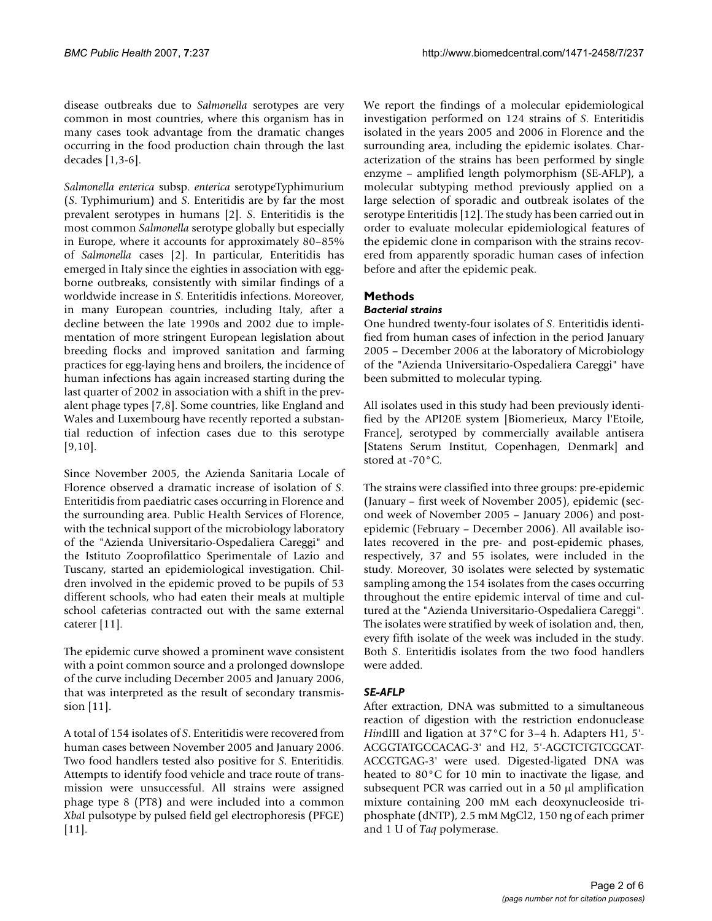disease outbreaks due to *Salmonella* serotypes are very common in most countries, where this organism has in many cases took advantage from the dramatic changes occurring in the food production chain through the last decades [1,3-6].

*Salmonella enterica* subsp. *enterica* serotypeTyphimurium (*S*. Typhimurium) and *S*. Enteritidis are by far the most prevalent serotypes in humans [2]. *S*. Enteritidis is the most common *Salmonella* serotype globally but especially in Europe, where it accounts for approximately 80–85% of *Salmonella* cases [2]. In particular, Enteritidis has emerged in Italy since the eighties in association with egg-borne outbreaks, consistently with similar findings of a worldwide increase in *S*. Enteritidis infections. Moreover, in many European countries, including Italy, after a decline between the late 1990s and 2002 due to implementation of more stringent European legislation about breeding flocks and improved sanitation and farming practices for egg-laying hens and broilers, the incidence of human infections has again increased starting during the last quarter of 2002 in association with a shift in the prevalent phage types [7,8]. Some countries, like England and Wales and Luxembourg have recently reported a substantial reduction of infection cases due to this serotype [9,10].

Since November 2005, the Azienda Sanitaria Locale of Florence observed a dramatic increase of isolation of *S*. Enteritidis from paediatric cases occurring in Florence and the surrounding area. Public Health Services of Florence, with the technical support of the microbiology laboratory of the "Azienda Universitario-Ospedaliera Careggi" and the Istituto Zooprofilattico Sperimentale of Lazio and Tuscany, started an epidemiological investigation. Children involved in the epidemic proved to be pupils of 53 different schools, who had eaten their meals at multiple school cafeterias contracted out with the same external caterer [11].

The epidemic curve showed a prominent wave consistent with a point common source and a prolonged downslope of the curve including December 2005 and January 2006, that was interpreted as the result of secondary transmission [11].

A total of 154 isolates of *S*. Enteritidis were recovered from human cases between November 2005 and January 2006. Two food handlers tested also positive for *S*. Enteritidis. Attempts to identify food vehicle and trace route of transmission were unsuccessful. All strains were assigned phage type 8 (PT8) and were included into a common *Xba*I pulsotype by pulsed field gel electrophoresis (PFGE) [11].

We report the findings of a molecular epidemiological investigation performed on 124 strains of *S*. Enteritidis isolated in the years 2005 and 2006 in Florence and the surrounding area, including the epidemic isolates. Characterization of the strains has been performed by single enzyme – amplified length polymorphism (SE-AFLP), a molecular subtyping method previously applied on a large selection of sporadic and outbreak isolates of the serotype Enteritidis [12]. The study has been carried out in order to evaluate molecular epidemiological features of the epidemic clone in comparison with the strains recovered from apparently sporadic human cases of infection before and after the epidemic peak.

## Methods

### *Bacterial strains*

One hundred twenty-four isolates of *S*. Enteritidis identified from human cases of infection in the period January 2005 – December 2006 at the laboratory of Microbiology of the "Azienda Universitario-Ospedaliera Careggi" have been submitted to molecular typing.

All isolates used in this study had been previously identified by the API20E system [Biomerieux, Marcy l'Etoile, France], serotyped by commercially available antisera [Statens Serum Institut, Copenhagen, Denmark] and stored at -70°C.

The strains were classified into three groups: pre-epidemic (January – first week of November 2005), epidemic (second week of November 2005 – January 2006) and post-epidemic (February – December 2006). All available isolates recovered in the pre- and post-epidemic phases, respectively, 37 and 55 isolates, were included in the study. Moreover, 30 isolates were selected by systematic sampling among the 154 isolates from the cases occurring throughout the entire epidemic interval of time and cultured at the "Azienda Universitario-Ospedaliera Careggi". The isolates were stratified by week of isolation and, then, every fifth isolate of the week was included in the study. Both *S*. Enteritidis isolates from the two food handlers were added.

### *SE-AFLP*

After extraction, DNA was submitted to a simultaneous reaction of digestion with the restriction endonuclease *Hin*dIII and ligation at 37°C for 3–4 h. Adapters H1, 5'-ACGGTATGCCACAG-3' and H2, 5'-AGCTCTGTCGCAT-ACCGTGAG-3' were used. Digested-ligated DNA was heated to 80°C for 10 min to inactivate the ligase, and subsequent PCR was carried out in a 50 μl amplification mixture containing 200 mM each deoxynucleoside triphosphate (dNTP), 2.5 mM $MgCl_2$, 150 ng of each primer and 1 U of *Taq* polymerase.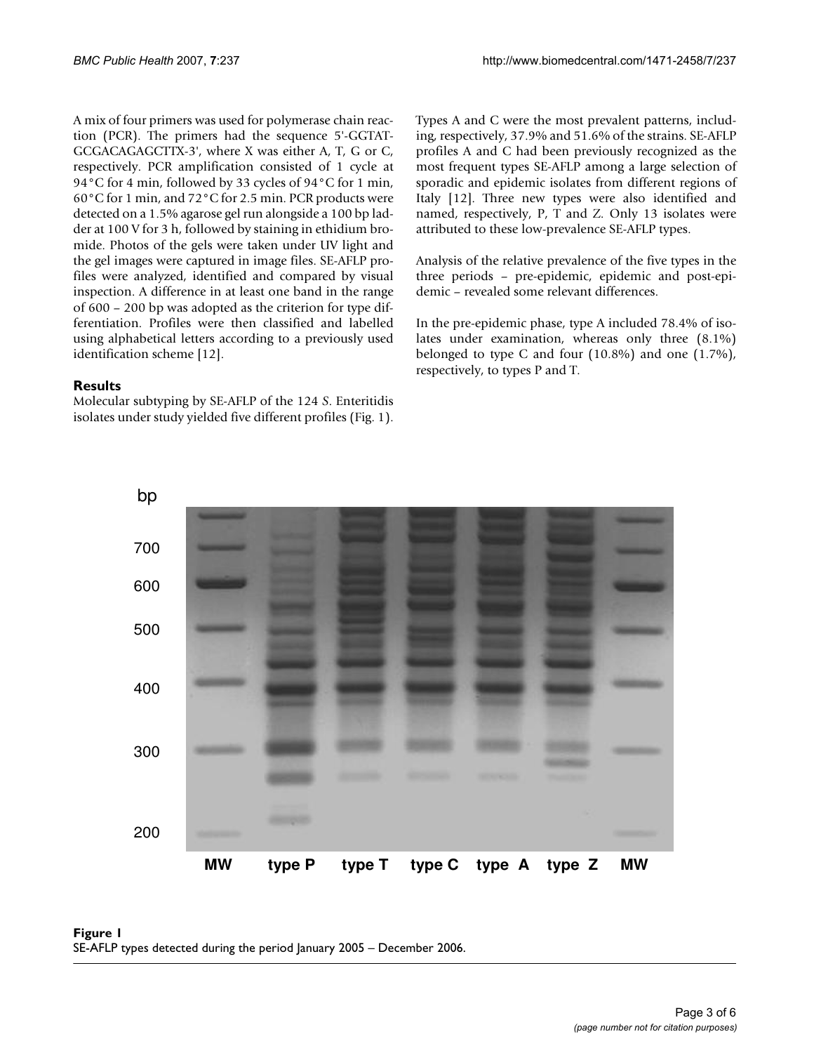A mix of four primers was used for polymerase chain reaction (PCR). The primers had the sequence 5'-GGTATGCGACAGAGCTTX-3', where X was either A, T, G or C, respectively. PCR amplification consisted of 1 cycle at 94°C for 4 min, followed by 33 cycles of 94°C for 1 min, 60°C for 1 min, and 72°C for 2.5 min. PCR products were detected on a 1.5% agarose gel run alongside a 100 bp ladder at 100 V for 3 h, followed by staining in ethidium bromide. Photos of the gels were taken under UV light and the gel images were captured in image files. SE-AFLP profiles were analyzed, identified and compared by visual inspection. A difference in at least one band in the range of 600 – 200 bp was adopted as the criterion for type differentiation. Profiles were then classified and labelled using alphabetical letters according to a previously used identification scheme [12].

## Results

Molecular subtyping by SE-AFLP of the 124 *S*. Enteritidis isolates under study yielded five different profiles (Fig. 1). Types A and C were the most prevalent patterns, including, respectively, 37.9% and 51.6% of the strains. SE-AFLP profiles A and C had been previously recognized as the most frequent types SE-AFLP among a large selection of sporadic and epidemic isolates from different regions of Italy [12]. Three new types were also identified and named, respectively, P, T and Z. Only 13 isolates were attributed to these low-prevalence SE-AFLP types.

Analysis of the relative prevalence of the five types in the three periods – pre-epidemic, epidemic and post-epidemic – revealed some relevant differences.

In the pre-epidemic phase, type A included 78.4% of isolates under examination, whereas only three (8.1%) belonged to type C and four (10.8%) and one (1.7%), respectively, to types P and T.

**Figure 1**
SE-AFLP types detected during the period January 2005 – December 2006.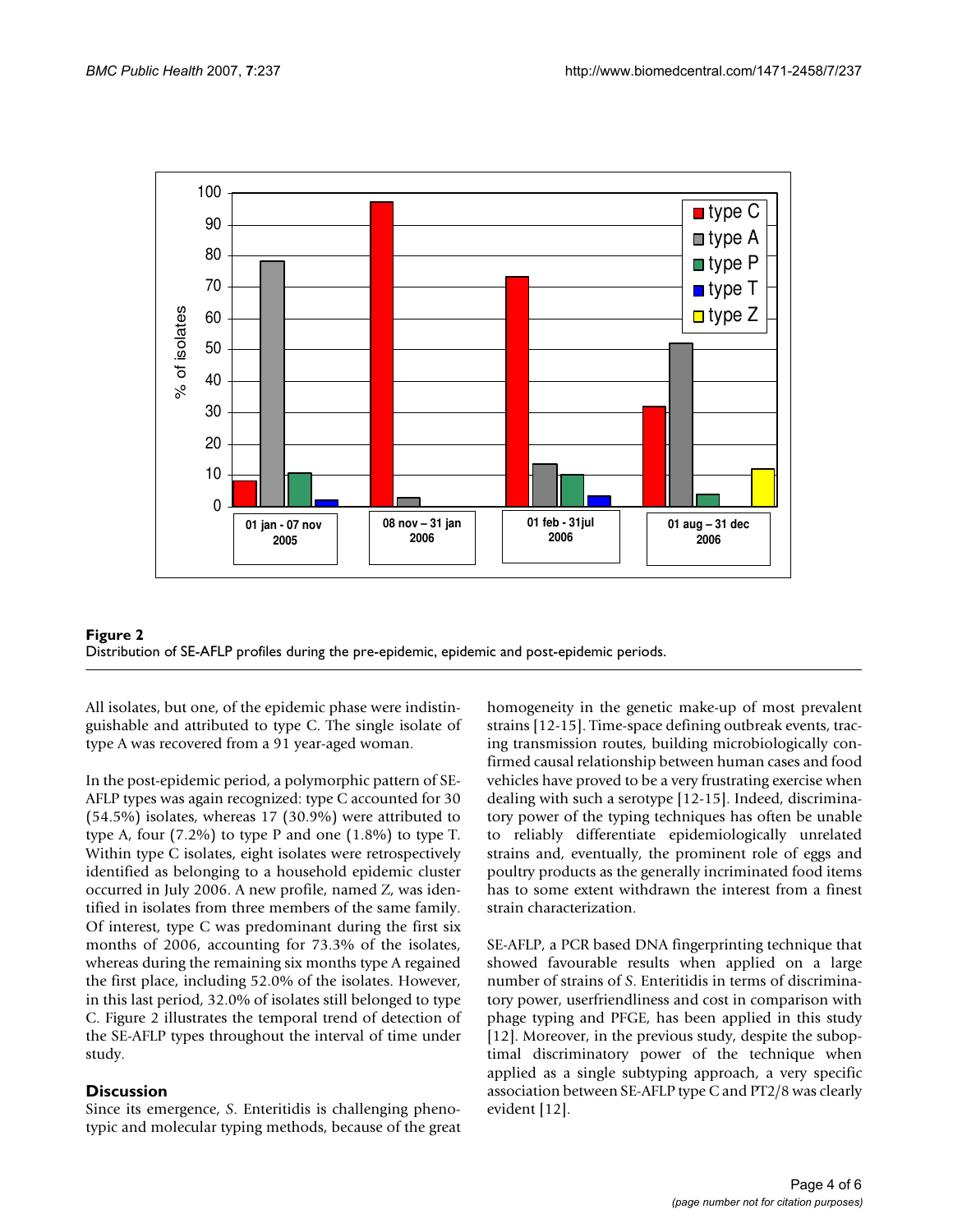**Figure 2**
Distribution of SE-AFLP profiles during the pre-epidemic, epidemic and post-epidemic periods.

All isolates, but one, of the epidemic phase were indistinguishable and attributed to type C. The single isolate of type A was recovered from a 91 year-aged woman.

In the post-epidemic period, a polymorphic pattern of SE-AFLP types was again recognized: type C accounted for 30 (54.5%) isolates, whereas 17 (30.9%) were attributed to type A, four (7.2%) to type P and one (1.8%) to type T. Within type C isolates, eight isolates were retrospectively identified as belonging to a household epidemic cluster occurred in July 2006. A new profile, named Z, was identified in isolates from three members of the same family. Of interest, type C was predominant during the first six months of 2006, accounting for 73.3% of the isolates, whereas during the remaining six months type A regained the first place, including 52.0% of the isolates. However, in this last period, 32.0% of isolates still belonged to type C. Figure 2 illustrates the temporal trend of detection of the SE-AFLP types throughout the interval of time under study.

## Discussion

Since its emergence, *S*. Enteritidis is challenging phenotypic and molecular typing methods, because of the great homogeneity in the genetic make-up of most prevalent strains [12-15]. Time-space defining outbreak events, tracing transmission routes, building microbiologically confirmed causal relationship between human cases and food vehicles have proved to be a very frustrating exercise when dealing with such a serotype [12-15]. Indeed, discriminatory power of the typing techniques has often be unable to reliably differentiate epidemiologically unrelated strains and, eventually, the prominent role of eggs and poultry products as the generally incriminated food items has to some extent withdrawn the interest from a finest strain characterization.

SE-AFLP, a PCR based DNA fingerprinting technique that showed favourable results when applied on a large number of strains of *S*. Enteritidis in terms of discriminatory power, userfriendliness and cost in comparison with phage typing and PFGE, has been applied in this study [12]. Moreover, in the previous study, despite the suboptimal discriminatory power of the technique when applied as a single subtyping approach, a very specific association between SE-AFLP type C and PT2/8 was clearly evident [12].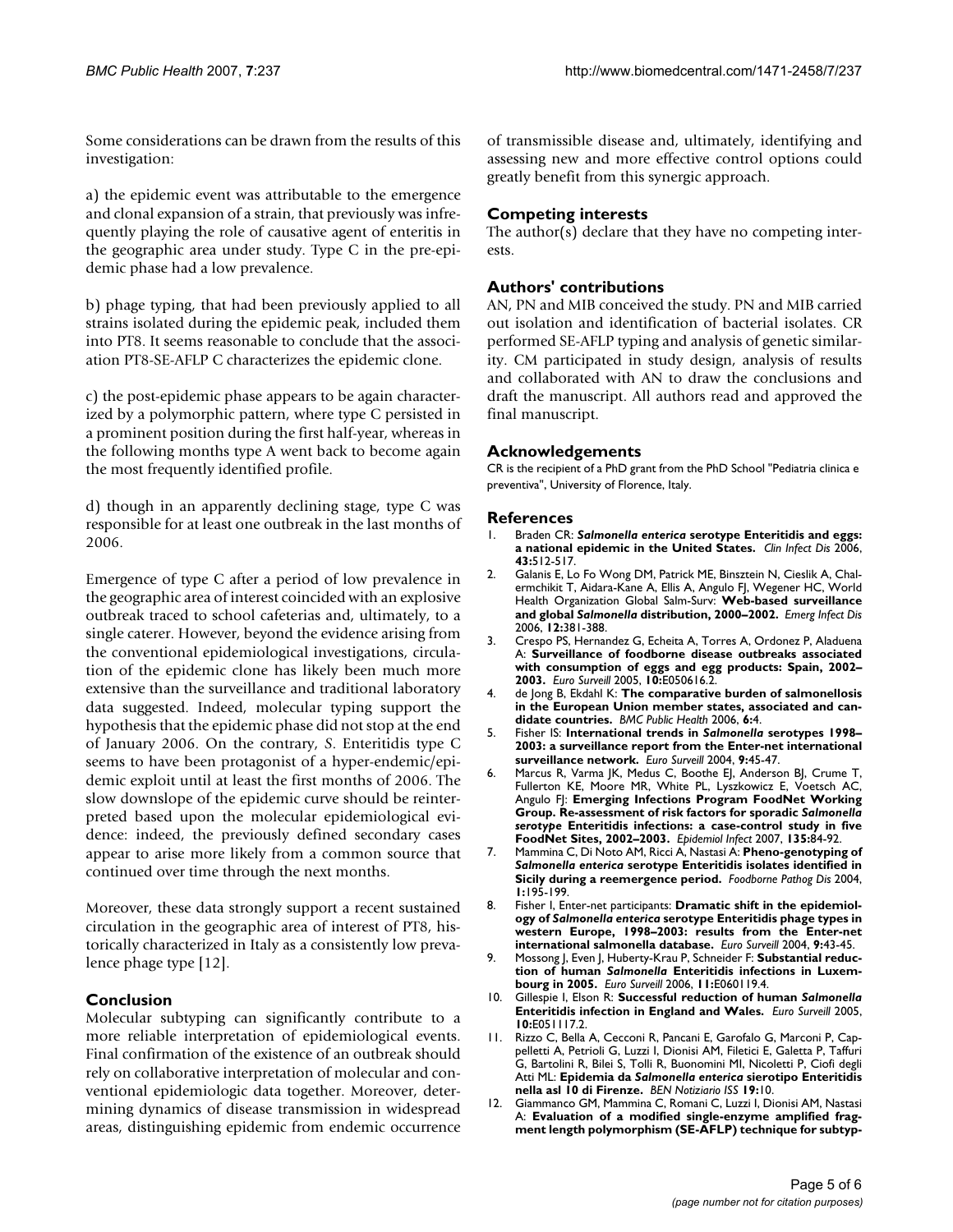Some considerations can be drawn from the results of this investigation:

a) the epidemic event was attributable to the emergence and clonal expansion of a strain, that previously was infrequently playing the role of causative agent of enteritis in the geographic area under study. Type C in the pre-epidemic phase had a low prevalence.

b) phage typing, that had been previously applied to all strains isolated during the epidemic peak, included them into PT8. It seems reasonable to conclude that the association PT8-SE-AFLP C characterizes the epidemic clone.

c) the post-epidemic phase appears to be again characterized by a polymorphic pattern, where type C persisted in a prominent position during the first half-year, whereas in the following months type A went back to become again the most frequently identified profile.

d) though in an apparently declining stage, type C was responsible for at least one outbreak in the last months of 2006.

Emergence of type C after a period of low prevalence in the geographic area of interest coincided with an explosive outbreak traced to school cafeterias and, ultimately, to a single caterer. However, beyond the evidence arising from the conventional epidemiological investigations, circulation of the epidemic clone has likely been much more extensive than the surveillance and traditional laboratory data suggested. Indeed, molecular typing support the hypothesis that the epidemic phase did not stop at the end of January 2006. On the contrary, *S.* Enteritidis type C seems to have been protagonist of a hyper-endemic/epidemic exploit until at least the first months of 2006. The slow downslope of the epidemic curve should be reinterpreted based upon the molecular epidemiological evidence: indeed, the previously defined secondary cases appear to arise more likely from a common source that continued over time through the next months.

Moreover, these data strongly support a recent sustained circulation in the geographic area of interest of PT8, historically characterized in Italy as a consistently low prevalence phage type [12].

## Conclusion

Molecular subtyping can significantly contribute to a more reliable interpretation of epidemiological events. Final confirmation of the existence of an outbreak should rely on collaborative interpretation of molecular and conventional epidemiologic data together. Moreover, determining dynamics of disease transmission in widespread areas, distinguishing epidemic from endemic occurrence of transmissible disease and, ultimately, identifying and assessing new and more effective control options could greatly benefit from this synergic approach.

## Competing interests

The author(s) declare that they have no competing interests.

## Authors' contributions

AN, PN and MIB conceived the study. PN and MIB carried out isolation and identification of bacterial isolates. CR performed SE-AFLP typing and analysis of genetic similarity. CM participated in study design, analysis of results and collaborated with AN to draw the conclusions and draft the manuscript. All authors read and approved the final manuscript.

## Acknowledgements

CR is the recipient of a PhD grant from the PhD School "Pediatria clinica e preventiva", University of Florence, Italy.

## References

1. Braden CR: ***Salmonella enterica* serotype Enteritidis and eggs: a national epidemic in the United States.** *Clin Infect Dis* 2006, **43:**512-517.
2. Galanis E, Lo Fo Wong DM, Patrick ME, Binsztein N, Cieslik A, Chalermchikit T, Aidara-Kane A, Ellis A, Angulo FJ, Wegener HC, World Health Organization Global Salm-Surv: **Web-based surveillance and global *Salmonella* distribution, 2000–2002.** *Emerg Infect Dis* 2006, **12:**381-388.
3. Crespo PS, Hernandez G, Echeita A, Torres A, Ordonez P, Aladuena A: **Surveillance of foodborne disease outbreaks associated with consumption of eggs and egg products: Spain, 2002–2003.** *Euro Surveill* 2005, **10:**E050616.2.
4. de Jong B, Ekdahl K: **The comparative burden of salmonellosis in the European Union member states, associated and candidate countries.** *BMC Public Health* 2006, **6:**4.
5. Fisher IS: **International trends in *Salmonella* serotypes 1998–2003: a surveillance report from the Enter-net international surveillance network.** *Euro Surveill* 2004, **9:**45-47.
6. Marcus R, Varma JK, Medus C, Boothe EJ, Anderson BJ, Crume T, Fullerton KE, Moore MR, White PL, Lyszkowicz E, Voetsch AC, Angulo FJ: **Emerging Infections Program FoodNet Working Group. Re-assessment of risk factors for sporadic *Salmonella serotype* Enteritidis infections: a case-control study in five FoodNet Sites, 2002–2003.** *Epidemiol Infect* 2007, **135:**84-92.
7. Mammina C, Di Noto AM, Ricci A, Nastasi A: **Pheno-genotyping of *Salmonella enterica* serotype Enteritidis isolates identified in Sicily during a reemergence period.** *Foodborne Pathog Dis* 2004, **1:**195-199.
8. Fisher I, Enter-net participants: **Dramatic shift in the epidemiology of *Salmonella enterica* serotype Enteritidis phage types in western Europe, 1998–2003: results from the Enter-net international salmonella database.** *Euro Surveill* 2004, **9:**43-45.
9. Mossong J, Even J, Huberty-Krau P, Schneider F: **Substantial reduction of human *Salmonella* Enteritidis infections in Luxembourg in 2005.** *Euro Surveill* 2006, **11:**E060119.4.
10. Gillespie I, Elson R: **Successful reduction of human *Salmonella* Enteritidis infection in England and Wales.** *Euro Surveill* 2005, **10:**E051117.2.
11. Rizzo C, Bella A, Cecconi R, Pancani E, Garofalo G, Marconi P, Cappelletti A, Petrioli G, Luzzi I, Dionisi AM, Filetici E, Galetta P, Taffuri G, Bartolini R, Bilei S, Tolli R, Buonomini MI, Nicoletti P, Ciofi degli Atti ML: **Epidemia da *Salmonella enterica* sierotipo Enteritidis nella asl 10 di Firenze.** *BEN Notiziario ISS* **19:**10.
12. Giammanco GM, Mammina C, Romani C, Luzzi I, Dionisi AM, Nastasi A: **Evaluation of a modified single-enzyme amplified fragment length polymorphism (SE-AFLP) technique for subtyp-**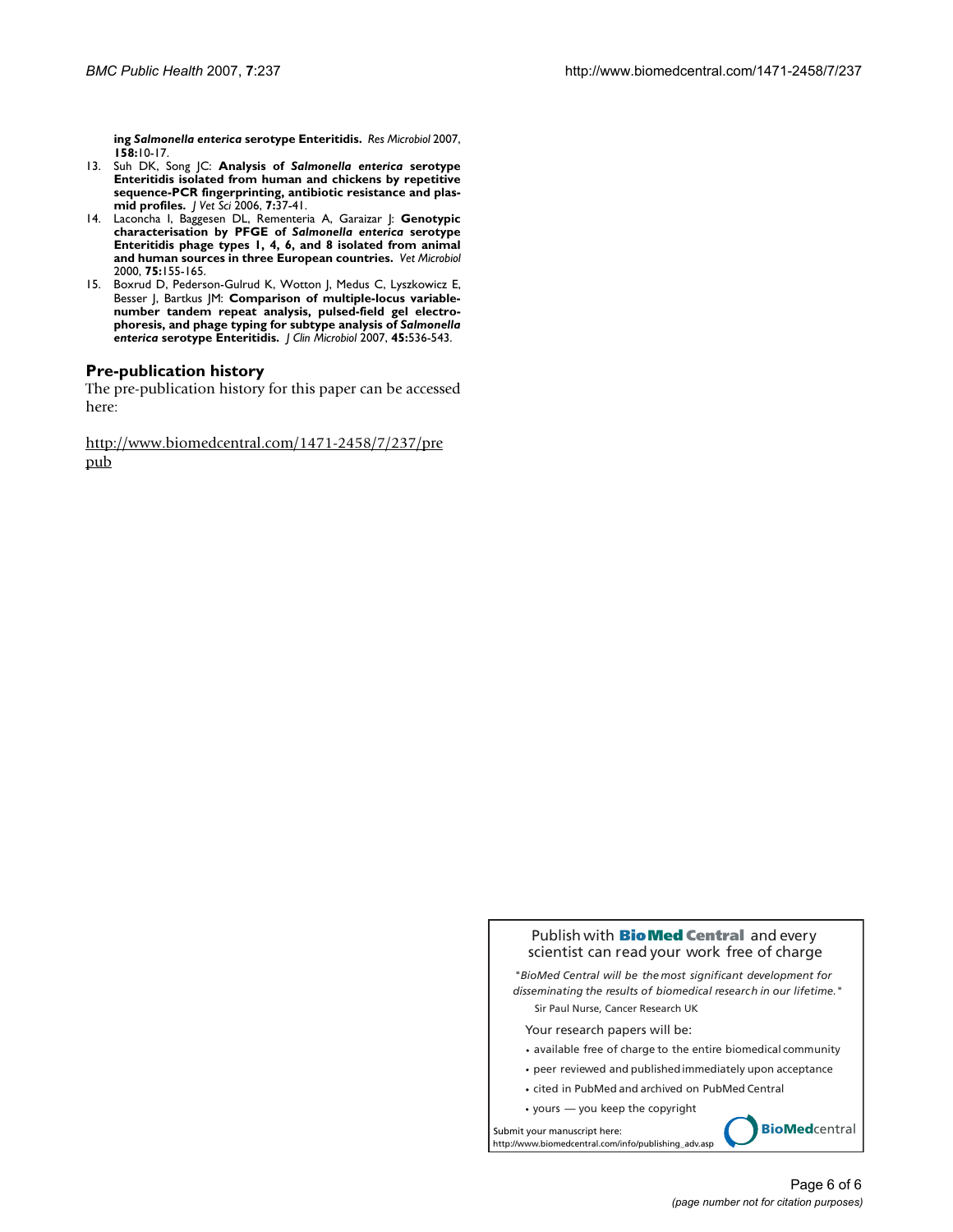ing *Salmonella enterica* serotype Enteritidis. *Res Microbiol* 2007, **158:**10-17.

13. Suh DK, Song JC: **Analysis of *Salmonella enterica* serotype Enteritidis isolated from human and chickens by repetitive sequence-PCR fingerprinting, antibiotic resistance and plasmid profiles.** *J Vet Sci* 2006, **7:**37-41.
14. Laconcha I, Baggesen DL, Rementeria A, Garaizar J: **Genotypic characterisation by PFGE of *Salmonella enterica* serotype Enteritidis phage types 1, 4, 6, and 8 isolated from animal and human sources in three European countries.** *Vet Microbiol* 2000, **75:**155-165.
15. Boxrud D, Pederson-Gulrud K, Wotton J, Medus C, Lyszkowicz E, Besser J, Bartkus JM: **Comparison of multiple-locus variable-number tandem repeat analysis, pulsed-field gel electrophoresis, and phage typing for subtype analysis of *Salmonella enterica* serotype Enteritidis.** *J Clin Microbiol* 2007, **45:**536-543.

## Pre-publication history

The pre-publication history for this paper can be accessed here:

http://www.biomedcentral.com/1471-2458/7/237/prepub

Publish with **BioMed Central** and every scientist can read your work free of charge

*"BioMed Central will be the most significant development for disseminating the results of biomedical research in our lifetime."*
Sir Paul Nurse, Cancer Research UK

Your research papers will be:

- available free of charge to the entire biomedical community
- peer reviewed and published immediately upon acceptance
- cited in PubMed and archived on PubMed Central
- yours — you keep the copyright

Submit your manuscript here:
http://www.biomedcentral.com/info/publishing_adv.asp

**BioMed**central